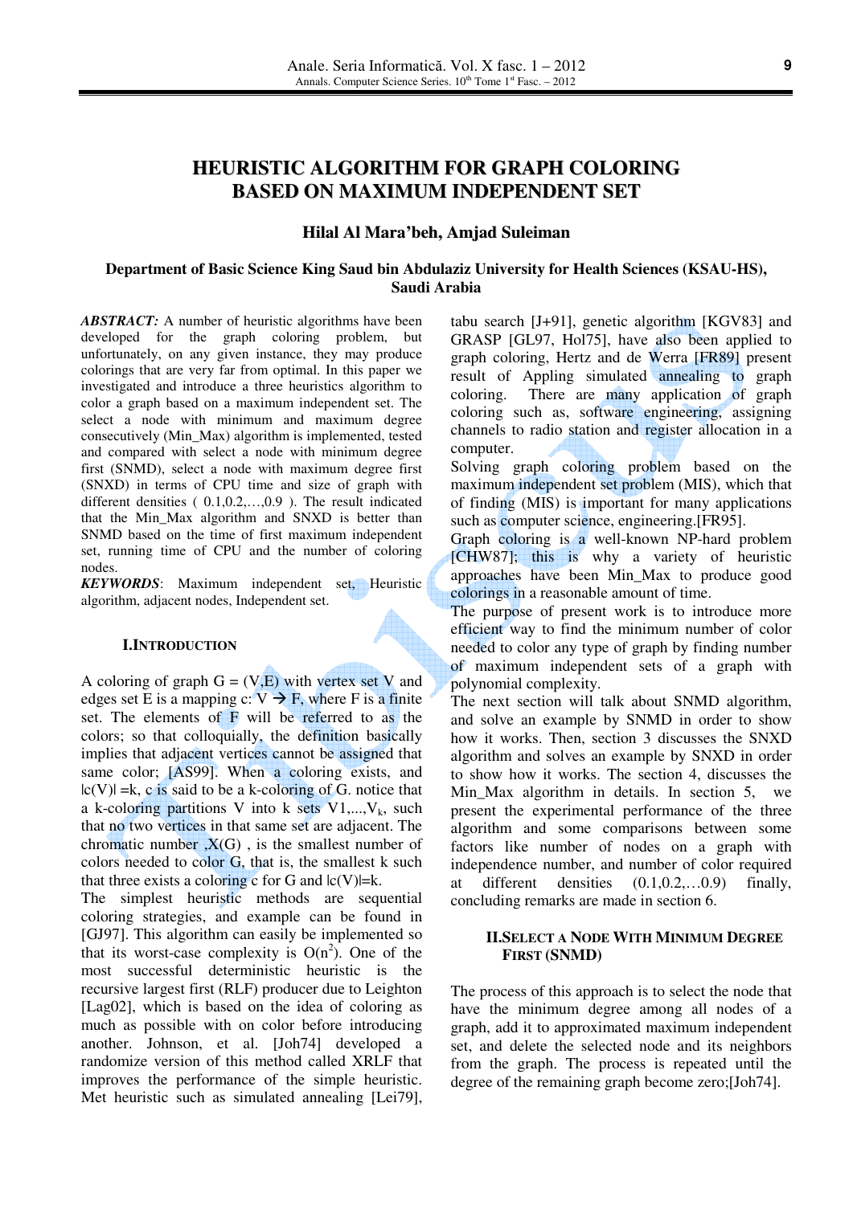# HEURISTIC ALGORITHM FOR GRAPH COLORING BASED ON MAXIMUM INDEPENDENT SET

**Hilal Al Mara'beh, Amjad Suleiman**

**Department of Basic Science King Saud bin Abdulaziz University for Health Sciences (KSAU-HS), Saudi Arabia**

***ABSTRACT:*** A number of heuristic algorithms have been developed for the graph coloring problem, but unfortunately, on any given instance, they may produce colorings that are very far from optimal. In this paper we investigated and introduce a three heuristics algorithm to color a graph based on a maximum independent set. The select a node with minimum and maximum degree consecutively (Min_Max) algorithm is implemented, tested and compared with select a node with minimum degree first (SNMD), select a node with maximum degree first (SNXD) in terms of CPU time and size of graph with different densities ( 0.1,0.2,…,0.9 ). The result indicated that the Min_Max algorithm and SNXD is better than SNMD based on the time of first maximum independent set, running time of CPU and the number of coloring nodes.

***KEYWORDS***: Maximum independent set, Heuristic algorithm, adjacent nodes, Independent set.

## I. INTRODUCTION

A coloring of graph G = (V,E) with vertex set V and edges set E is a mapping c: V → F, where F is a finite set. The elements of F will be referred to as the colors; so that colloquially, the definition basically implies that adjacent vertices cannot be assigned that same color; [AS99]. When a coloring exists, and |c(V)| =k, c is said to be a k-coloring of G. notice that a k-coloring partitions V into k sets $V1,...,V_k$, such that no two vertices in that same set are adjacent. The chromatic number ,X(G) , is the smallest number of colors needed to color G, that is, the smallest k such that three exists a coloring c for G and |c(V)|=k.

The simplest heuristic methods are sequential coloring strategies, and example can be found in [GJ97]. This algorithm can easily be implemented so that its worst-case complexity is $O(n^2)$. One of the most successful deterministic heuristic is the recursive largest first (RLF) producer due to Leighton [Lag02], which is based on the idea of coloring as much as possible with on color before introducing another. Johnson, et al. [Joh74] developed a randomize version of this method called XRLF that improves the performance of the simple heuristic. Met heuristic such as simulated annealing [Lei79], tabu search [J+91], genetic algorithm [KGV83] and GRASP [GL97, Hol75], have also been applied to graph coloring, Hertz and de Werra [FR89] present result of Appling simulated annealing to graph coloring. There are many application of graph coloring such as, software engineering, assigning channels to radio station and register allocation in a computer.

Solving graph coloring problem based on the maximum independent set problem (MIS), which that of finding (MIS) is important for many applications such as computer science, engineering.[FR95].

Graph coloring is a well-known NP-hard problem [CHW87]; this is why a variety of heuristic approaches have been Min_Max to produce good colorings in a reasonable amount of time.

The purpose of present work is to introduce more efficient way to find the minimum number of color needed to color any type of graph by finding number of maximum independent sets of a graph with polynomial complexity.

The next section will talk about SNMD algorithm, and solve an example by SNMD in order to show how it works. Then, section 3 discusses the SNXD algorithm and solves an example by SNXD in order to show how it works. The section 4, discusses the Min_Max algorithm in details. In section 5, we present the experimental performance of the three algorithm and some comparisons between some factors like number of nodes on a graph with independence number, and number of color required at different densities (0.1,0.2,…0.9) finally, concluding remarks are made in section 6.

## II. SELECT A NODE WITH MINIMUM DEGREE FIRST (SNMD)

The process of this approach is to select the node that have the minimum degree among all nodes of a graph, add it to approximated maximum independent set, and delete the selected node and its neighbors from the graph. The process is repeated until the degree of the remaining graph become zero;[Joh74].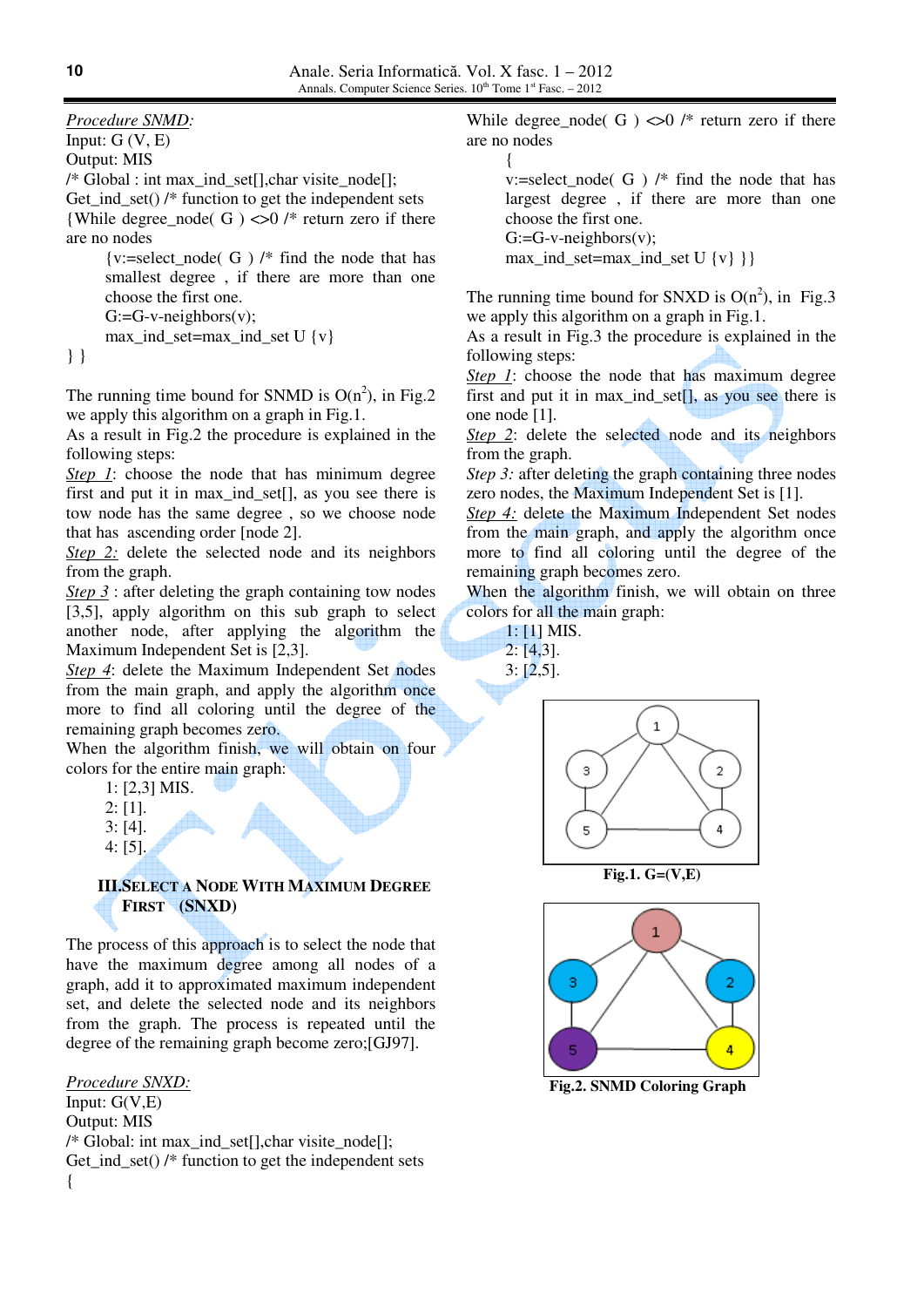*Procedure SNMD:*
Input: G (V, E)
Output: MIS
/* Global : int max_ind_set[],char visite_node[];
Get_ind_set() /* function to get the independent sets
{While degree_node( G ) <>0 /* return zero if there are no nodes

{v:=select_node( G ) /* find the node that has smallest degree , if there are more than one choose the first one.
G:=G-v-neighbors(v);
max_ind_set=max_ind_set U {v}

} }

The running time bound for SNMD is O($n^2$), in Fig.2 we apply this algorithm on a graph in Fig.1.
As a result in Fig.2 the procedure is explained in the following steps:
*Step 1*: choose the node that has minimum degree first and put it in max_ind_set[], as you see there is tow node has the same degree , so we choose node that has ascending order [node 2].
*Step 2:* delete the selected node and its neighbors from the graph.
*Step 3* : after deleting the graph containing tow nodes [3,5], apply algorithm on this sub graph to select another node, after applying the algorithm the Maximum Independent Set is [2,3].
*Step 4*: delete the Maximum Independent Set nodes from the main graph, and apply the algorithm once more to find all coloring until the degree of the remaining graph becomes zero.
When the algorithm finish, we will obtain on four colors for the entire main graph:

1: [2,3] MIS.
2: [1].
3: [4].
4: [5].

## III. Select a Node With Maximum Degree First (SNXD)

The process of this approach is to select the node that have the maximum degree among all nodes of a graph, add it to approximated maximum independent set, and delete the selected node and its neighbors from the graph. The process is repeated until the degree of the remaining graph become zero;[GJ97].

*Procedure SNXD:*
Input: G(V,E)
Output: MIS
/* Global: int max_ind_set[],char visite_node[];
Get_ind_set() /* function to get the independent sets
{
While degree_node( G ) <>0 /* return zero if there are no nodes

{
v:=select_node( G ) /* find the node that has largest degree , if there are more than one choose the first one.
G:=G-v-neighbors(v);
max_ind_set=max_ind_set U {v} }}

The running time bound for SNXD is O($n^2$), in Fig.3 we apply this algorithm on a graph in Fig.1.
As a result in Fig.3 the procedure is explained in the following steps:
*Step 1*: choose the node that has maximum degree first and put it in max_ind_set[], as you see there is one node [1].
*Step 2*: delete the selected node and its neighbors from the graph.
*Step 3:* after deleting the graph containing three nodes zero nodes, the Maximum Independent Set is [1].
*Step 4:* delete the Maximum Independent Set nodes from the main graph, and apply the algorithm once more to find all coloring until the degree of the remaining graph becomes zero.
When the algorithm finish, we will obtain on three colors for all the main graph:

1: [1] MIS.
2: [4,3].
3: [2,5].

**Fig.1. G=(V,E)**

**Fig.2. SNMD Coloring Graph**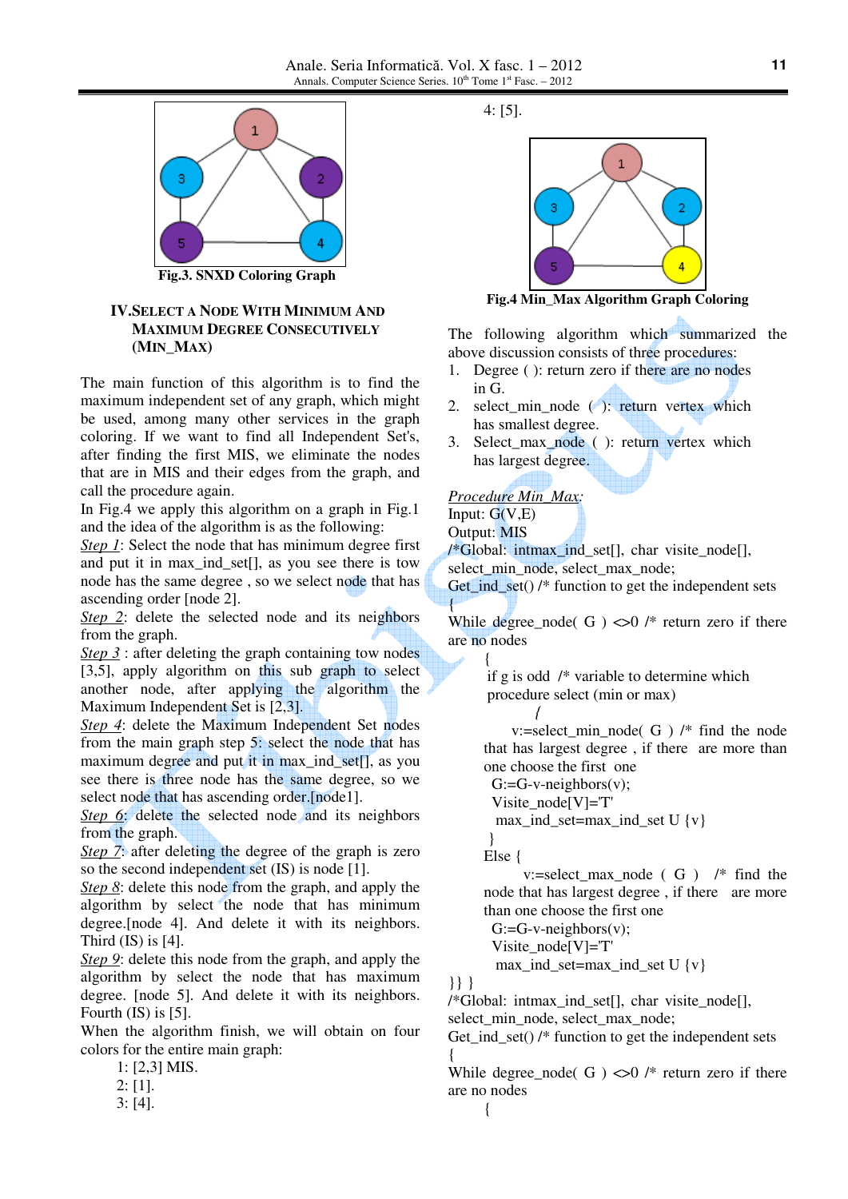Fig.3. SNXD Coloring Graph

## IV. Select a Node with Minimum and Maximum Degree Consecutively (Min_Max)

The main function of this algorithm is to find the maximum independent set of any graph, which might be used, among many other services in the graph coloring. If we want to find all Independent Set's, after finding the first MIS, we eliminate the nodes that are in MIS and their edges from the graph, and call the procedure again.

In Fig.4 we apply this algorithm on a graph in Fig.1 and the idea of the algorithm is as the following:

*Step 1*: Select the node that has minimum degree first and put it in max_ind_set[], as you see there is tow node has the same degree , so we select node that has ascending order [node 2].

*Step 2*: delete the selected node and its neighbors from the graph.

*Step 3* : after deleting the graph containing tow nodes [3,5], apply algorithm on this sub graph to select another node, after applying the algorithm the Maximum Independent Set is [2,3].

*Step 4*: delete the Maximum Independent Set nodes from the main graph step 5: select the node that has maximum degree and put it in max_ind_set[], as you see there is three node has the same degree, so we select node that has ascending order.[node1].

*Step 6*: delete the selected node and its neighbors from the graph.

*Step 7*: after deleting the degree of the graph is zero so the second independent set (IS) is node [1].

*Step 8*: delete this node from the graph, and apply the algorithm by select the node that has minimum degree.[node 4]. And delete it with its neighbors. Third (IS) is [4].

*Step 9*: delete this node from the graph, and apply the algorithm by select the node that has maximum degree. [node 5]. And delete it with its neighbors. Fourth (IS) is [5].

When the algorithm finish, we will obtain on four colors for the entire main graph:

1: [2,3] MIS.
2: [1].
3: [4].
4: [5].

Fig.4 Min_Max Algorithm Graph Coloring

The following algorithm which summarized the above discussion consists of three procedures:

1. Degree ( ): return zero if there are no nodes in G.
2. select_min_node ( ): return vertex which has smallest degree.
3. Select_max_node ( ): return vertex which has largest degree.

*Procedure Min_Max:*

```
Input: G(V,E)
Output: MIS
/*Global: intmax_ind_set[], char visite_node[],
select_min_node, select_max_node;
Get_ind_set() /* function to get the independent sets
{
While degree_node( G ) <>0 /* return zero if there
are no nodes
    {
    if g is odd  /* variable to determine which
    procedure select (min or max)
        {
        v:=select_min_node( G ) /* find the node
    that has largest degree , if there  are more than
    one choose the first  one
     G:=G-v-neighbors(v);
     Visite_node[V]='T'
      max_ind_set=max_ind_set U {v}
    }
    Else {
        v:=select_max_node ( G )   /* find the
    node that has largest degree , if there  are more
    than one choose the first one
     G:=G-v-neighbors(v);
     Visite_node[V]='T'
      max_ind_set=max_ind_set U {v}
}} }
/*Global: intmax_ind_set[], char visite_node[],
select_min_node, select_max_node;
Get_ind_set() /* function to get the independent sets
{
While degree_node( G ) <>0 /* return zero if there
are no nodes
    {
```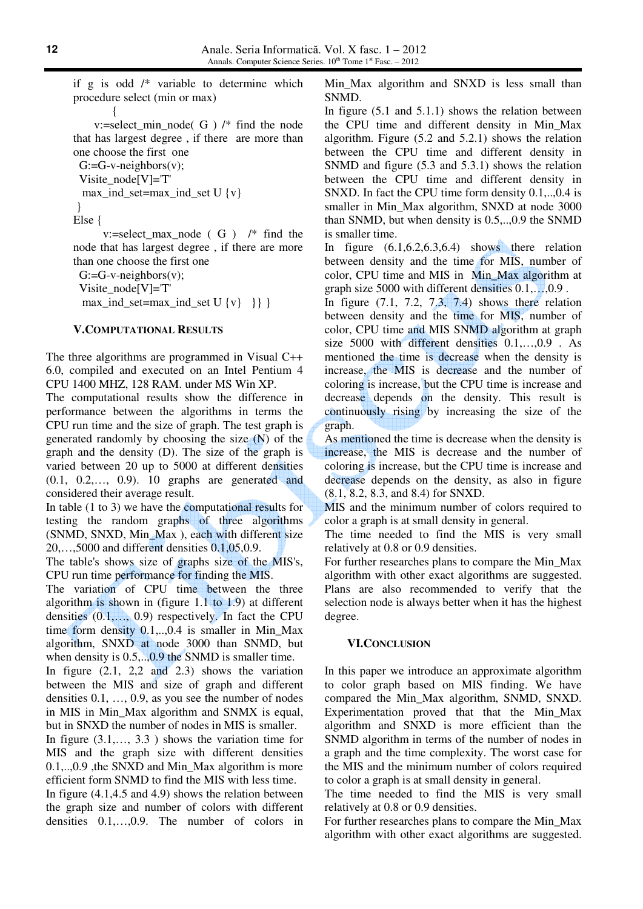if g is odd /* variable to determine which procedure select (min or max)

```
{
    v:=select_min_node( G ) /* find the node that has largest degree , if there are more than one choose the first one
    G:=G-v-neighbors(v);
    Visite_node[V]='T'
    max_ind_set=max_ind_set U {v}
}
Else {
    v:=select_max_node ( G ) /* find the node that has largest degree , if there are more than one choose the first one
    G:=G-v-neighbors(v);
    Visite_node[V]='T'
    max_ind_set=max_ind_set U {v}  }} }
```

## V. COMPUTATIONAL RESULTS

The three algorithms are programmed in Visual C++ 6.0, compiled and executed on an Intel Pentium 4 CPU 1400 MHZ, 128 RAM. under MS Win XP.

The computational results show the difference in performance between the algorithms in terms the CPU run time and the size of graph. The test graph is generated randomly by choosing the size (N) of the graph and the density (D). The size of the graph is varied between 20 up to 5000 at different densities (0.1, 0.2,…, 0.9). 10 graphs are generated and considered their average result.

In table (1 to 3) we have the computational results for testing the random graphs of three algorithms (SNMD, SNXD, Min_Max ), each with different size 20,…,5000 and different densities 0.1,05,0.9.

The table's shows size of graphs size of the MIS's, CPU run time performance for finding the MIS.

The variation of CPU time between the three algorithm is shown in (figure 1.1 to 1.9) at different densities (0.1,…., 0.9) respectively. In fact the CPU time form density 0.1,..,0.4 is smaller in Min_Max algorithm, SNXD at node 3000 than SNMD, but when density is 0.5,..,0.9 the SNMD is smaller time.

In figure (2.1, 2,2 and 2.3) shows the variation between the MIS and size of graph and different densities 0.1, …, 0.9, as you see the number of nodes in MIS in Min_Max algorithm and SNMX is equal, but in SNXD the number of nodes in MIS is smaller.

In figure (3.1,…, 3.3 ) shows the variation time for MIS and the graph size with different densities 0.1,..,0.9 ,the SNXD and Min_Max algorithm is more efficient form SNMD to find the MIS with less time.

In figure (4.1,4.5 and 4.9) shows the relation between the graph size and number of colors with different densities 0.1,…,0.9. The number of colors in Min_Max algorithm and SNXD is less small than SNMD.

In figure (5.1 and 5.1.1) shows the relation between the CPU time and different density in Min_Max algorithm. Figure (5.2 and 5.2.1) shows the relation between the CPU time and different density in SNMD and figure (5.3 and 5.3.1) shows the relation between the CPU time and different density in SNXD. In fact the CPU time form density 0.1,..,0.4 is smaller in Min_Max algorithm, SNXD at node 3000 than SNMD, but when density is 0.5,..,0.9 the SNMD is smaller time.

In figure (6.1,6.2,6.3,6.4) shows there relation between density and the time for MIS, number of color, CPU time and MIS in Min_Max algorithm at graph size 5000 with different densities 0.1,…,0.9 .

In figure (7.1, 7.2, 7.3, 7.4) shows there relation between density and the time for MIS, number of color, CPU time and MIS SNMD algorithm at graph size 5000 with different densities 0.1,…,0.9 . As mentioned the time is decrease when the density is increase, the MIS is decrease and the number of coloring is increase, but the CPU time is increase and decrease depends on the density. This result is continuously rising by increasing the size of the graph.

As mentioned the time is decrease when the density is increase, the MIS is decrease and the number of coloring is increase, but the CPU time is increase and decrease depends on the density, as also in figure (8.1, 8.2, 8.3, and 8.4) for SNXD.

MIS and the minimum number of colors required to color a graph is at small density in general.

The time needed to find the MIS is very small relatively at 0.8 or 0.9 densities.

For further researches plans to compare the Min_Max algorithm with other exact algorithms are suggested. Plans are also recommended to verify that the selection node is always better when it has the highest degree.

## VI. CONCLUSION

In this paper we introduce an approximate algorithm to color graph based on MIS finding. We have compared the Min_Max algorithm, SNMD, SNXD. Experimentation proved that that the Min_Max algorithm and SNXD is more efficient than the SNMD algorithm in terms of the number of nodes in a graph and the time complexity. The worst case for the MIS and the minimum number of colors required to color a graph is at small density in general.

The time needed to find the MIS is very small relatively at 0.8 or 0.9 densities.

For further researches plans to compare the Min_Max algorithm with other exact algorithms are suggested.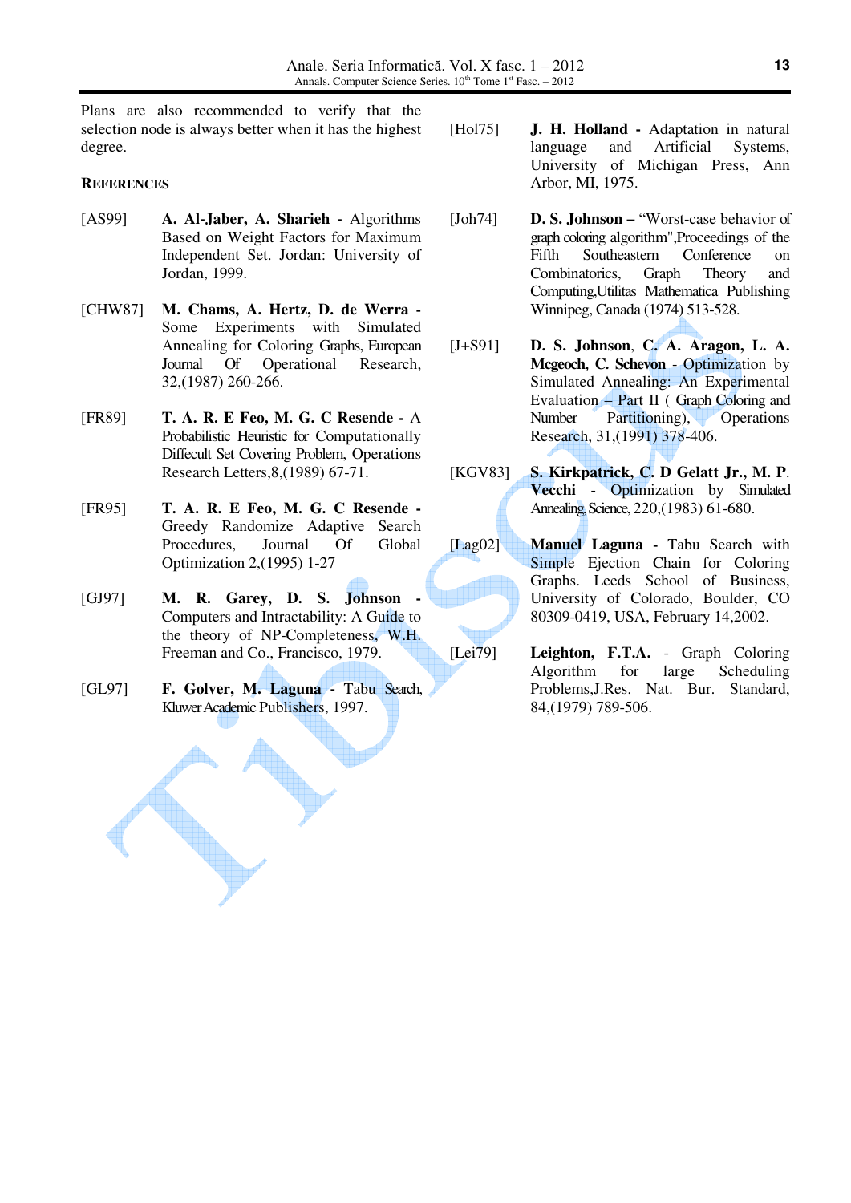Plans are also recommended to verify that the selection node is always better when it has the highest degree.

## REFERENCES

[AS99] **A. Al-Jaber, A. Sharieh -** Algorithms Based on Weight Factors for Maximum Independent Set. Jordan: University of Jordan, 1999.

[CHW87] **M. Chams, A. Hertz, D. de Werra -** Some Experiments with Simulated Annealing for Coloring Graphs, European Journal Of Operational Research, 32,(1987) 260-266.

[FR89] **T. A. R. E Feo, M. G. C Resende -** A Probabilistic Heuristic for Computationally Diffecult Set Covering Problem, Operations Research Letters,8,(1989) 67-71.

[FR95] **T. A. R. E Feo, M. G. C Resende -** Greedy Randomize Adaptive Search Procedures, Journal Of Global Optimization 2,(1995) 1-27

[GJ97] **M. R. Garey, D. S. Johnson -** Computers and Intractability: A Guide to the theory of NP-Completeness, W.H. Freeman and Co., Francisco, 1979.

[GL97] **F. Golver, M. Laguna -** Tabu Search, Kluwer Academic Publishers, 1997.

[Hol75] **J. H. Holland -** Adaptation in natural language and Artificial Systems, University of Michigan Press, Ann Arbor, MI, 1975.

[Joh74] **D. S. Johnson –** "Worst-case behavior of graph coloring algorithm",Proceedings of the Fifth Southeastern Conference on Combinatorics, Graph Theory and Computing,Utilitas Mathematica Publishing Winnipeg, Canada (1974) 513-528.

[J+S91] **D. S. Johnson, C. A. Aragon, L. A. Mcgeoch, C. Schevon** - Optimization by Simulated Annealing: An Experimental Evaluation – Part II ( Graph Coloring and Number Partitioning), Operations Research, 31,(1991) 378-406.

[KGV83] **S. Kirkpatrick, C. D Gelatt Jr., M. P. Vecchi** - Optimization by Simulated Annealing, Science, 220,(1983) 61-680.

[Lag02] **Manuel Laguna -** Tabu Search with Simple Ejection Chain for Coloring Graphs. Leeds School of Business, University of Colorado, Boulder, CO 80309-0419, USA, February 14,2002.

[Lei79] **Leighton, F.T.A.** - Graph Coloring Algorithm for large Scheduling Problems,J.Res. Nat. Bur. Standard, 84,(1979) 789-506.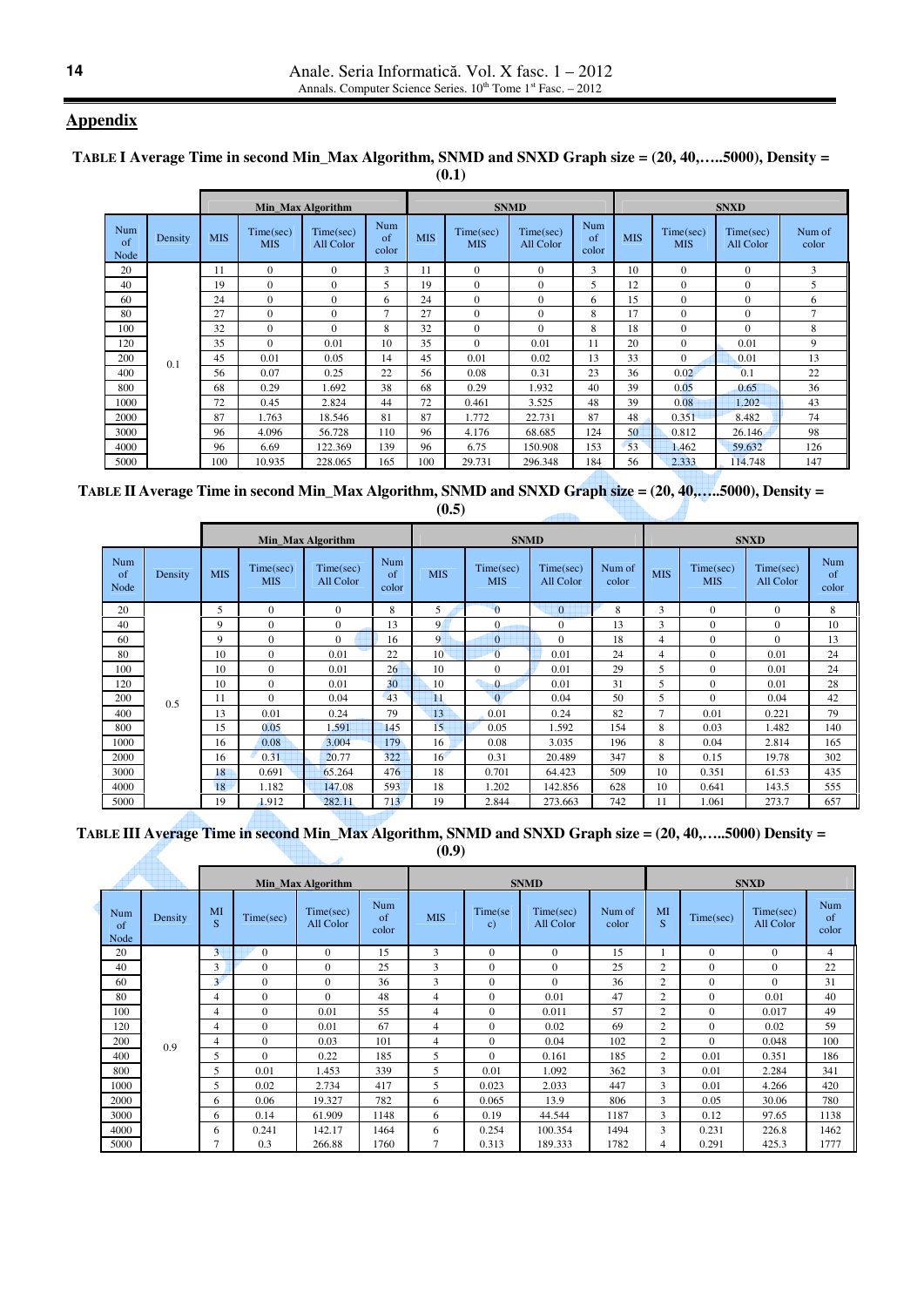## Appendix

**TABLE I Average Time in second Min_Max Algorithm, SNMD and SNXD Graph size = (20, 40,…..5000), Density = (0.1)**

| | | Min_Max Algorithm | | | | SNMD | | | | SNXD | | | |
|---|---|---|---|---|---|---|---|---|---|---|---|---|---|
| Num of Node | Density | MIS | Time(sec) MIS | Time(sec) All Color | Num of color | MIS | Time(sec) MIS | Time(sec) All Color | Num of color | MIS | Time(sec) MIS | Time(sec) All Color | Num of color |
| 20 | 0.1 | 11 | 0 | 0 | 3 | 11 | 0 | 0 | 3 | 10 | 0 | 0 | 3 |
| 40 | | 19 | 0 | 0 | 5 | 19 | 0 | 0 | 5 | 12 | 0 | 0 | 5 |
| 60 | | 24 | 0 | 0 | 6 | 24 | 0 | 0 | 6 | 15 | 0 | 0 | 6 |
| 80 | | 27 | 0 | 0 | 7 | 27 | 0 | 0 | 8 | 17 | 0 | 0 | 7 |
| 100 | | 32 | 0 | 0 | 8 | 32 | 0 | 0 | 8 | 18 | 0 | 0 | 8 |
| 120 | | 35 | 0 | 0.01 | 10 | 35 | 0 | 0.01 | 11 | 20 | 0 | 0.01 | 9 |
| 200 | | 45 | 0.01 | 0.05 | 14 | 45 | 0.01 | 0.02 | 13 | 33 | 0 | 0.01 | 13 |
| 400 | | 56 | 0.07 | 0.25 | 22 | 56 | 0.08 | 0.31 | 23 | 36 | 0.02 | 0.1 | 22 |
| 800 | | 68 | 0.29 | 1.692 | 38 | 68 | 0.29 | 1.932 | 40 | 39 | 0.05 | 0.65 | 36 |
| 1000 | | 72 | 0.45 | 2.824 | 44 | 72 | 0.461 | 3.525 | 48 | 39 | 0.08 | 1.202 | 43 |
| 2000 | | 87 | 1.763 | 18.546 | 81 | 87 | 1.772 | 22.731 | 87 | 48 | 0.351 | 8.482 | 74 |
| 3000 | | 96 | 4.096 | 56.728 | 110 | 96 | 4.176 | 68.685 | 124 | 50 | 0.812 | 26.146 | 98 |
| 4000 | | 96 | 6.69 | 122.369 | 139 | 96 | 6.75 | 150.908 | 153 | 53 | 1.462 | 59.632 | 126 |
| 5000 | | 100 | 10.935 | 228.065 | 165 | 100 | 29.731 | 296.348 | 184 | 56 | 2.333 | 114.748 | 147 |

**TABLE II Average Time in second Min_Max Algorithm, SNMD and SNXD Graph size = (20, 40,…..5000), Density = (0.5)**

| | | Min_Max Algorithm | | | | SNMD | | | | SNXD | | | |
|---|---|---|---|---|---|---|---|---|---|---|---|---|---|
| Num of Node | Density | MIS | Time(sec) MIS | Time(sec) All Color | Num of color | MIS | Time(sec) MIS | Time(sec) All Color | Num of color | MIS | Time(sec) MIS | Time(sec) All Color | Num of color |
| 20 | 0.5 | 5 | 0 | 0 | 8 | 5 | 0 | 0 | 8 | 3 | 0 | 0 | 8 |
| 40 | | 9 | 0 | 0 | 13 | 9 | 0 | 0 | 13 | 3 | 0 | 0 | 10 |
| 60 | | 9 | 0 | 0 | 16 | 9 | 0 | 0 | 18 | 4 | 0 | 0 | 13 |
| 80 | | 10 | 0 | 0.01 | 22 | 10 | 0 | 0.01 | 24 | 4 | 0 | 0.01 | 24 |
| 100 | | 10 | 0 | 0.01 | 26 | 10 | 0 | 0.01 | 29 | 5 | 0 | 0.01 | 24 |
| 120 | | 10 | 0 | 0.01 | 30 | 10 | 0 | 0.01 | 31 | 5 | 0 | 0.01 | 28 |
| 200 | | 11 | 0 | 0.04 | 43 | 11 | 0 | 0.04 | 50 | 5 | 0 | 0.04 | 42 |
| 400 | | 13 | 0.01 | 0.24 | 79 | 13 | 0.01 | 0.24 | 82 | 7 | 0.01 | 0.221 | 79 |
| 800 | | 15 | 0.05 | 1.591 | 145 | 15 | 0.05 | 1.592 | 154 | 8 | 0.03 | 1.482 | 140 |
| 1000 | | 16 | 0.08 | 3.004 | 179 | 16 | 0.08 | 3.035 | 196 | 8 | 0.04 | 2.814 | 165 |
| 2000 | | 16 | 0.31 | 20.77 | 322 | 16 | 0.31 | 20.489 | 347 | 8 | 0.15 | 19.78 | 302 |
| 3000 | | 18 | 0.691 | 65.264 | 476 | 18 | 0.701 | 64.423 | 509 | 10 | 0.351 | 61.53 | 435 |
| 4000 | | 18 | 1.182 | 147.08 | 593 | 18 | 1.202 | 142.856 | 628 | 10 | 0.641 | 143.5 | 555 |
| 5000 | | 19 | 1.912 | 282.11 | 713 | 19 | 2.844 | 273.663 | 742 | 11 | 1.061 | 273.7 | 657 |

**TABLE III Average Time in second Min_Max Algorithm, SNMD and SNXD Graph size = (20, 40,…..5000) Density = (0.9)**

| | | Min_Max Algorithm | | | | SNMD | | | | SNXD | | | |
|---|---|---|---|---|---|---|---|---|---|---|---|---|---|
| Num of Node | Density | MIS | Time(sec) | Time(sec) All Color | Num of color | MIS | Time(sec) | Time(sec) All Color | Num of color | MIS | Time(sec) | Time(sec) All Color | Num of color |
| 20 | 0.9 | 3 | 0 | 0 | 15 | 3 | 0 | 0 | 15 | 1 | 0 | 0 | 4 |
| 40 | | 3 | 0 | 0 | 25 | 3 | 0 | 0 | 25 | 2 | 0 | 0 | 22 |
| 60 | | 3 | 0 | 0 | 36 | 3 | 0 | 0 | 36 | 2 | 0 | 0 | 31 |
| 80 | | 4 | 0 | 0 | 48 | 4 | 0 | 0.01 | 47 | 2 | 0 | 0.01 | 40 |
| 100 | | 4 | 0 | 0.01 | 55 | 4 | 0 | 0.011 | 57 | 2 | 0 | 0.017 | 49 |
| 120 | | 4 | 0 | 0.01 | 67 | 4 | 0 | 0.02 | 69 | 2 | 0 | 0.02 | 59 |
| 200 | | 4 | 0 | 0.03 | 101 | 4 | 0 | 0.04 | 102 | 2 | 0 | 0.048 | 100 |
| 400 | | 5 | 0 | 0.22 | 185 | 5 | 0 | 0.161 | 185 | 2 | 0.01 | 0.351 | 186 |
| 800 | | 5 | 0.01 | 1.453 | 339 | 5 | 0.01 | 1.092 | 362 | 3 | 0.01 | 2.284 | 341 |
| 1000 | | 5 | 0.02 | 2.734 | 417 | 5 | 0.023 | 2.033 | 447 | 3 | 0.01 | 4.266 | 420 |
| 2000 | | 6 | 0.06 | 19.327 | 782 | 6 | 0.065 | 13.9 | 806 | 3 | 0.05 | 30.06 | 780 |
| 3000 | | 6 | 0.14 | 61.909 | 1148 | 6 | 0.19 | 44.544 | 1187 | 3 | 0.12 | 97.65 | 1138 |
| 4000 | | 6 | 0.241 | 142.17 | 1464 | 6 | 0.254 | 100.354 | 1494 | 3 | 0.231 | 226.8 | 1462 |
| 5000 | | 7 | 0.3 | 266.88 | 1760 | 7 | 0.313 | 189.333 | 1782 | 4 | 0.291 | 425.3 | 1777 |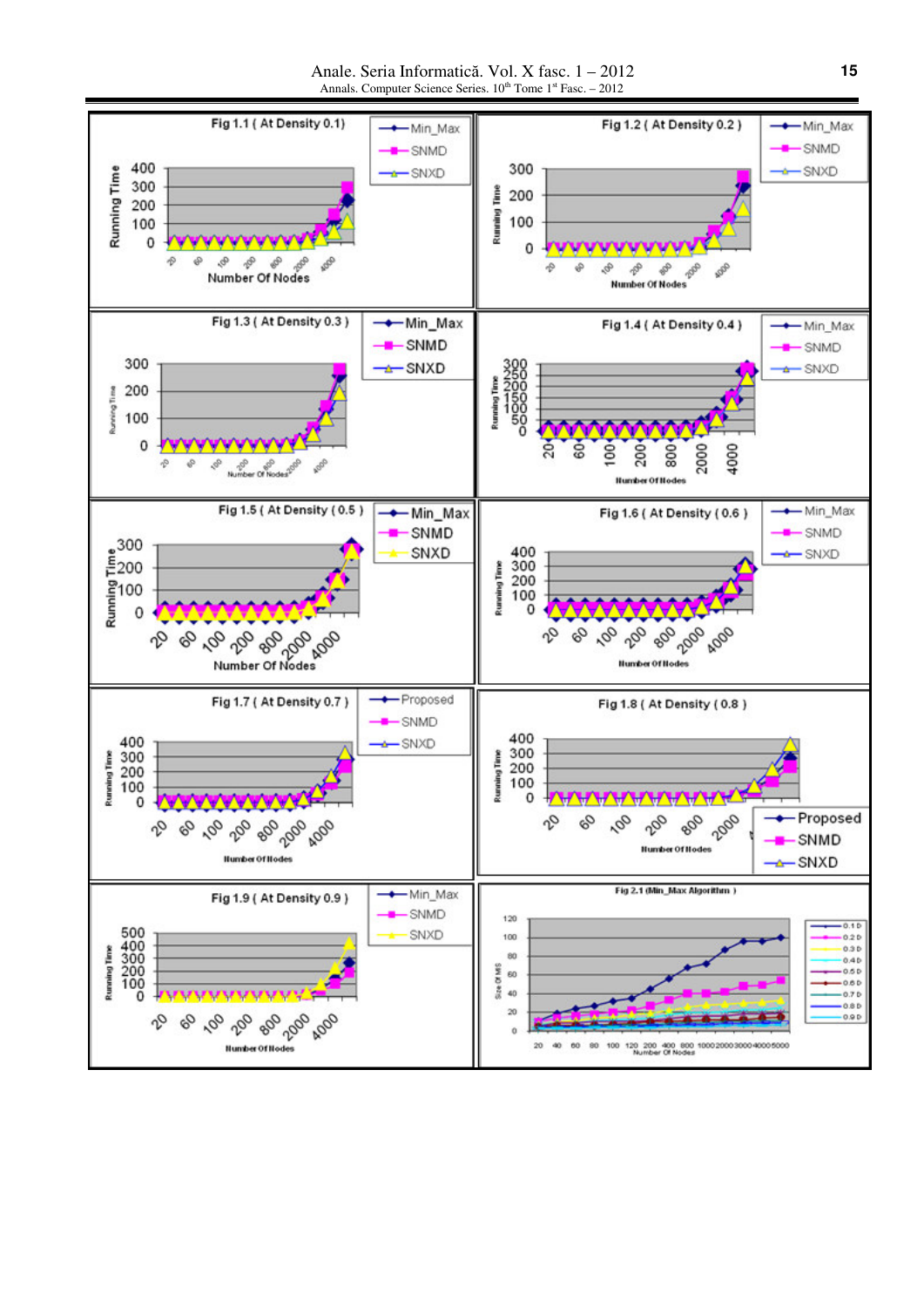Fig 1.1 ( At Density 0.1)

Fig 1.2 ( At Density 0.2 )

Fig 1.3 ( At Density 0.3 )

Fig 1.4 ( At Density 0.4 )

Fig 1.5 ( At Density ( 0.5 )

Fig 1.6 ( At Density ( 0.6 )

Fig 1.7 ( At Density 0.7 )

Fig 1.8 ( At Density ( 0.8 )

Fig 1.9 ( At Density 0.9 )

Fig 2.1 (Min_Max Algorithm )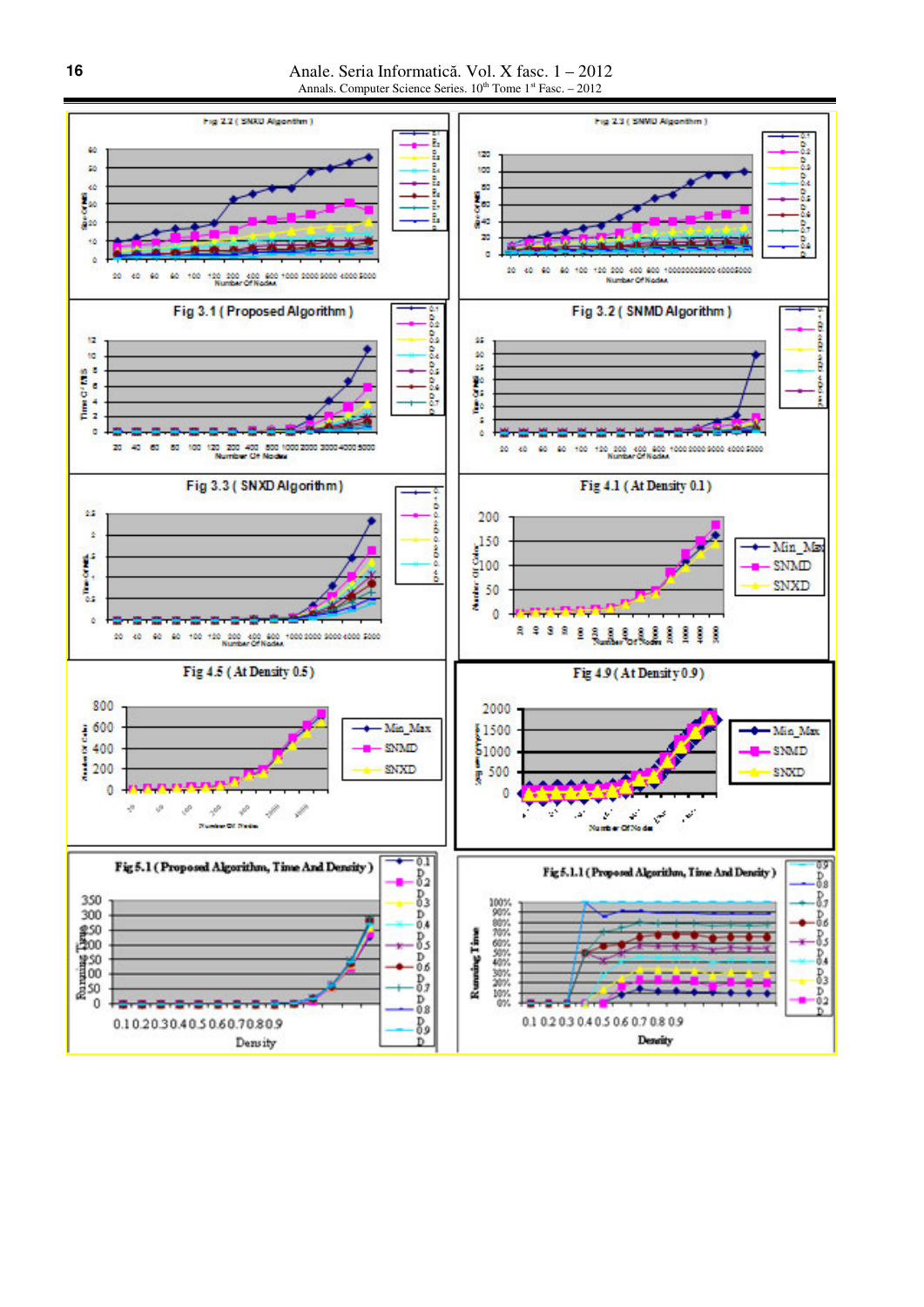Fig 2.2 ( SNXD Algorithm )

Fig 2.3 ( SNMD Algorithm )

Fig 3.1 ( Proposed Algorithm )

Fig 3.2 ( SNMD Algorithm )

Fig 3.3 ( SNXD Algorithm)

Fig 4.1 ( At Density 0.1 )

Fig 4.5 ( At Density 0.5 )

Fig 4.9 ( At Density 0.9 )

Fig 5.1 ( Proposed Algorithm, Time And Density )

Fig 5.1.1 ( Proposed Algorithm, Time And Density )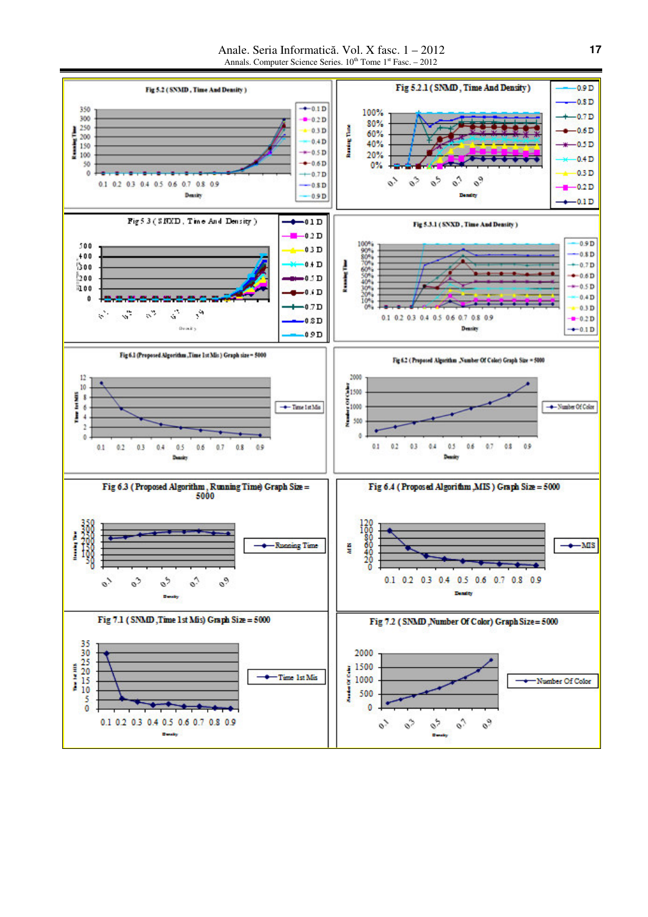Fig 5.2 ( SNMD , Time And Density )

Fig 5.2.1 ( SNMD , Time And Density)

Fig 5.3 ( SNXD , Time And Density )

Fig 5.3.1 ( SNXD , Time And Density )

Fig 6.1 (Proposed Algorithm ,Time 1st Mis ) Graph size = 5000

Fig 6.2 ( Proposed Algorithm ,Number Of Color) Graph Size = 5000

Fig 6.3 ( Proposed Algorithm , Running Time) Graph Size = 5000

Fig 6.4 ( Proposed Algorithm ,MIS ) Graph Size = 5000

Fig 7.1 ( SNMD ,Time 1st Mis) Graph Size = 5000

Fig 7.2 ( SNMD ,Number Of Color) Graph Size= 5000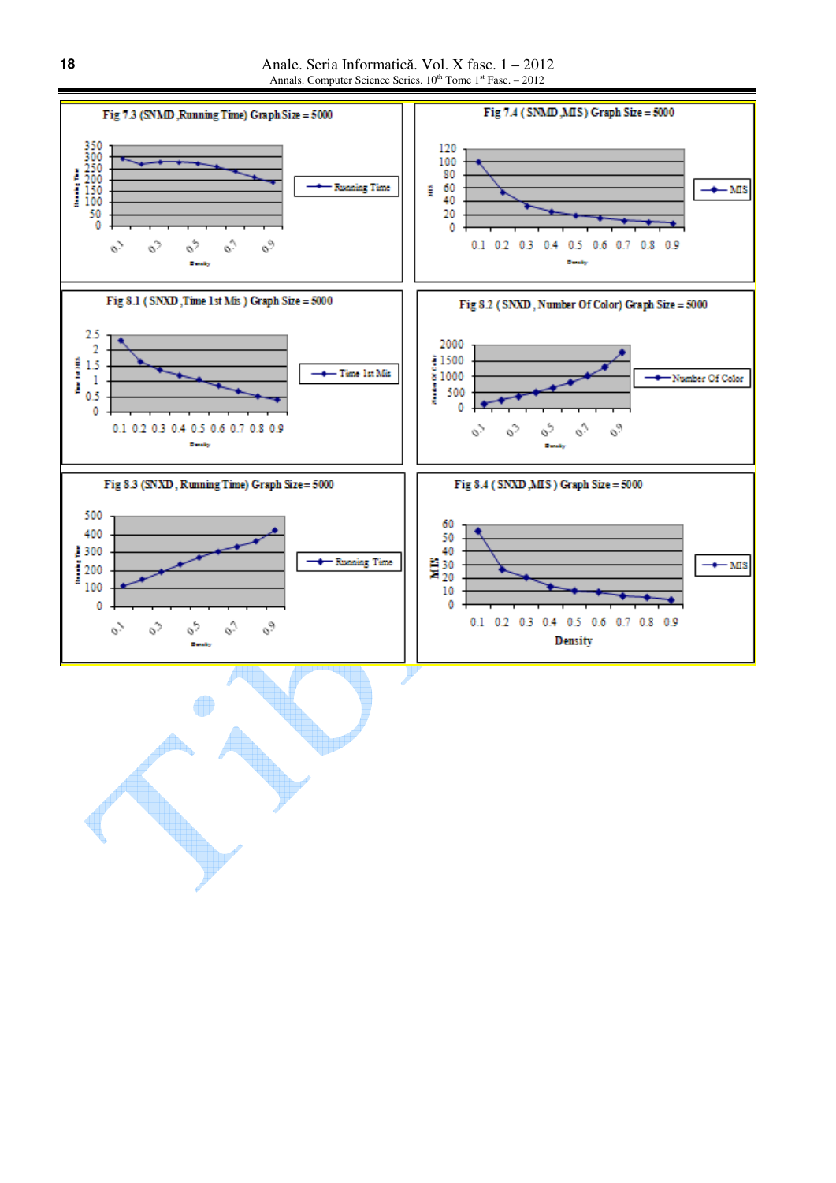Fig 7.3 (SNMD ,Running Time) Graph Size = 5000

350
300
250
200
150
100
50
0

0.1 0.3 0.5 0.7 0.9

Density

Running Time

Fig 7.4 ( SNMD ,MIS) Graph Size = 5000

120
100
80
60
40
20
0

0.1 0.2 0.3 0.4 0.5 0.6 0.7 0.8 0.9

Density

MIS

Fig 8.1 ( SNXD ,Time 1st Mis ) Graph Size = 5000

2.5
2
1.5
1
0.5
0

0.1 0.2 0.3 0.4 0.5 0.6 0.7 0.8 0.9

Density

Time 1st Mis

Fig 8.2 ( SNXD , Number Of Color) Graph Size = 5000

2000
1500
1000
500
0

0.1 0.3 0.5 0.7 0.9

Density

Number Of Color

Fig 8.3 (SNXD , Running Time) Graph Size = 5000

500
400
300
200
100
0

0.1 0.3 0.5 0.7 0.9

Density

Running Time

Fig 8.4 ( SNXD ,MIS ) Graph Size = 5000

MIS

60
50
40
30
20
10
0

0.1 0.2 0.3 0.4 0.5 0.6 0.7 0.8 0.9

Density

MIS